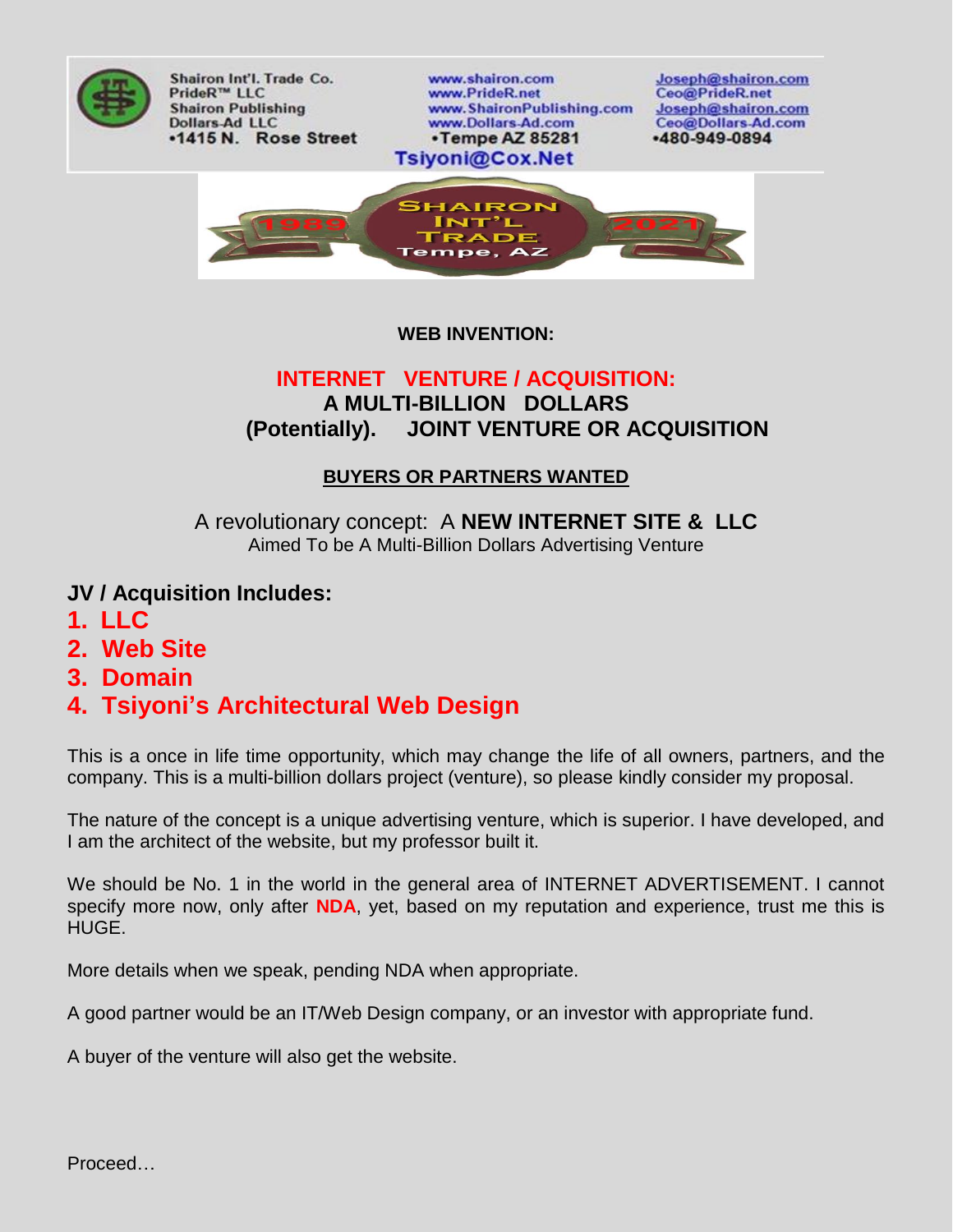Shairon Int'l. Trade Co.
PrideR™ LLC
Shairon Publishing
Dollars-Ad LLC
•1415 N. Rose Street

www.shairon.com
www.PrideR.net
www.ShaironPublishing.com
www.Dollars-Ad.com
•Tempe AZ 85281

Joseph@shairon.com
Ceo@PrideR.net
Joseph@shairon.com
Ceo@Dollars-Ad.com
•480-949-0894

Tsiyoni@Cox.Net

1989 SHAIRON INT'L TRADE Tempe, AZ 2021

**WEB INVENTION:**

## INTERNET VENTURE / ACQUISITION:
## A MULTI-BILLION DOLLARS (Potentially). JOINT VENTURE OR ACQUISITION

**BUYERS OR PARTNERS WANTED**

A revolutionary concept: A **NEW INTERNET SITE & LLC**
Aimed To be A Multi-Billion Dollars Advertising Venture

### JV / Acquisition Includes:

1. **LLC**
2. **Web Site**
3. **Domain**
4. **Tsiyoni's Architectural Web Design**

This is a once in life time opportunity, which may change the life of all owners, partners, and the company. This is a multi-billion dollars project (venture), so please kindly consider my proposal.

The nature of the concept is a unique advertising venture, which is superior. I have developed, and I am the architect of the website, but my professor built it.

We should be No. 1 in the world in the general area of INTERNET ADVERTISEMENT. I cannot specify more now, only after **NDA**, yet, based on my reputation and experience, trust me this is HUGE.

More details when we speak, pending NDA when appropriate.

A good partner would be an IT/Web Design company, or an investor with appropriate fund.

A buyer of the venture will also get the website.

Proceed…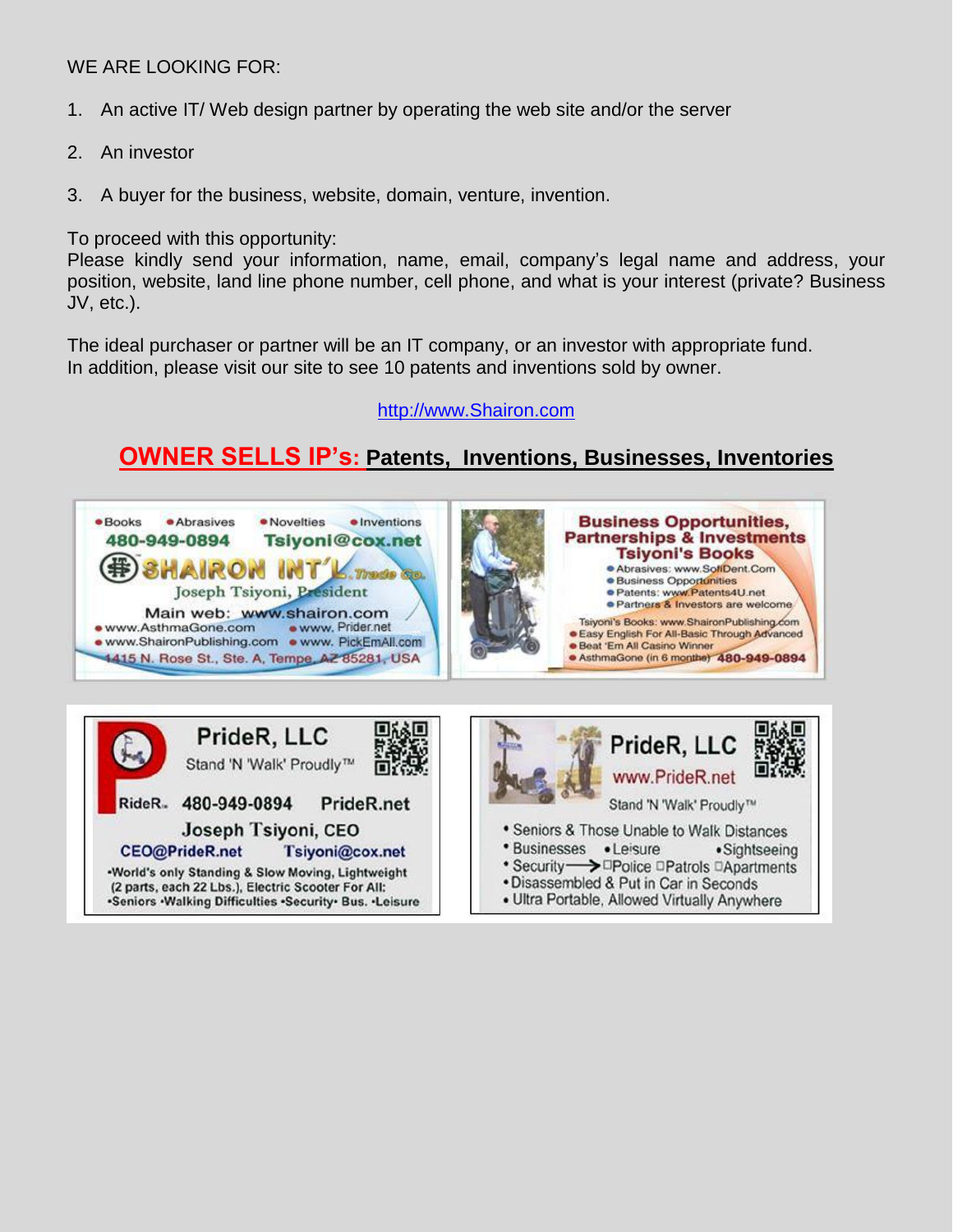WE ARE LOOKING FOR:

1. An active IT/ Web design partner by operating the web site and/or the server
2. An investor
3. A buyer for the business, website, domain, venture, invention.

To proceed with this opportunity:
Please kindly send your information, name, email, company's legal name and address, your position, website, land line phone number, cell phone, and what is your interest (private? Business JV, etc.).

The ideal purchaser or partner will be an IT company, or an investor with appropriate fund.
In addition, please visit our site to see 10 patents and inventions sold by owner.

http://www.Shairon.com

## OWNER SELLS IP's: Patents, Inventions, Businesses, Inventories

• Books • Abrasives • Novelties • Inventions
480-949-0894 Tsiyoni@cox.net
SHAIRON INT'L Trade Co.
Joseph Tsiyoni, President
Main web: www.shairon.com
• www.AsthmaGone.com • www. Prider.net
• www.ShaironPublishing.com • www. PickEmAll.com
1415 N. Rose St., Ste. A, Tempe, AZ 85281, USA

**Business Opportunities, Partnerships & Investments**
**Tsiyoni's Books**
• Abrasives: www.SofiDent.Com
• Business Opportunities
• Patents: www.Patents4U.net
• Partners & Investors are welcome
Tsiyoni's Books: www.ShaironPublishing.com
• Easy English For All-Basic Through Advanced
• Beat 'Em All Casino Winner
• AsthmaGone (in 6 months) 480-949-0894

**PrideR, LLC**
Stand 'N 'Walk' Proudly™
RideR. 480-949-0894 PrideR.net
Joseph Tsiyoni, CEO
CEO@PrideR.net Tsiyoni@cox.net
•World's only Standing & Slow Moving, Lightweight (2 parts, each 22 Lbs.), Electric Scooter For All:
•Seniors •Walking Difficulties •Security• Bus. •Leisure

**PrideR, LLC**
www.PrideR.net
Stand 'N 'Walk' Proudly™
• Seniors & Those Unable to Walk Distances
• Businesses • Leisure • Sightseeing
• Security ⟶ ☐Police ☐Patrols ☐Apartments
• Disassembled & Put in Car in Seconds
• Ultra Portable, Allowed Virtually Anywhere